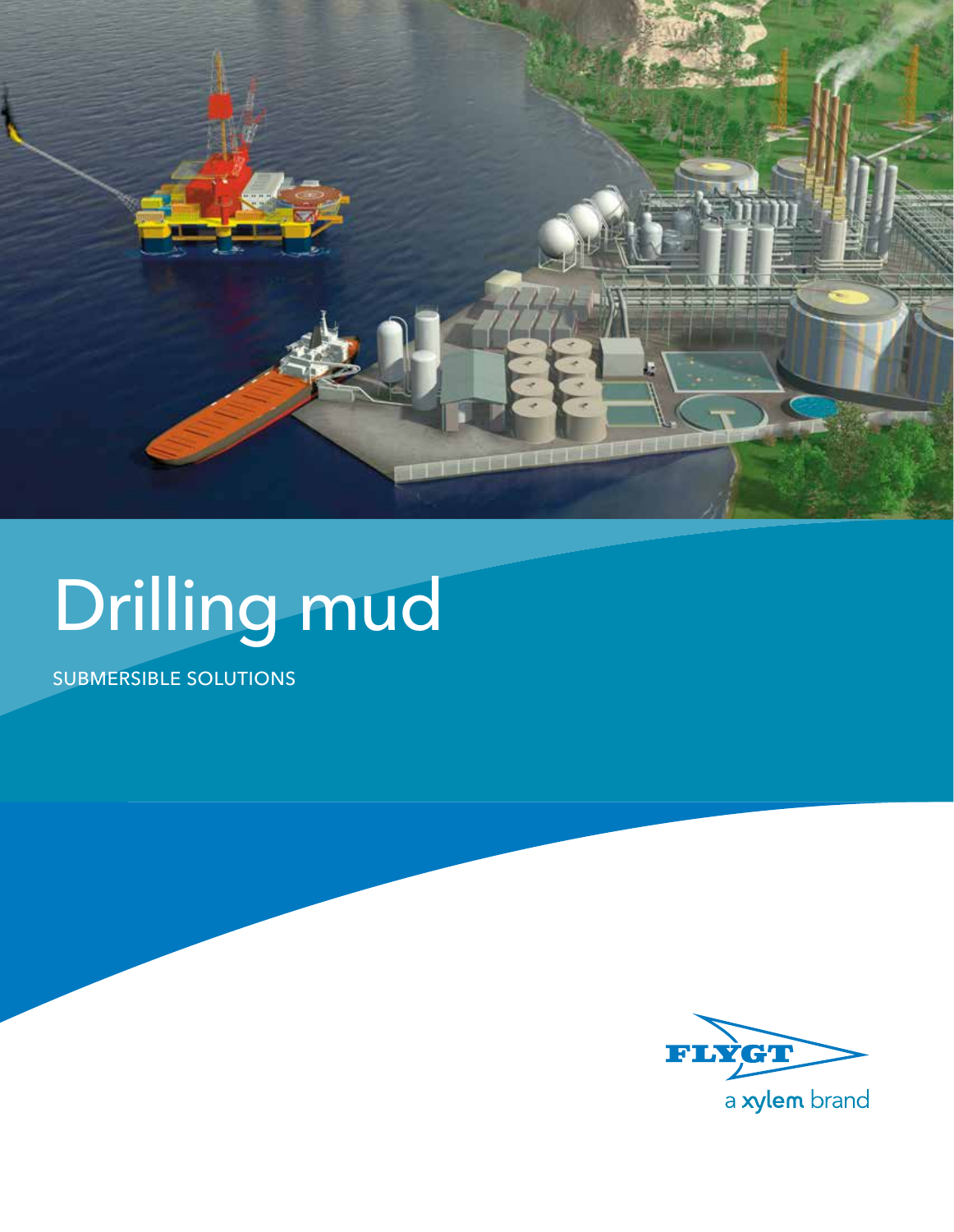# Drilling mud

SUBMERSIBLE SOLUTIONS

FLYGT

a xylem brand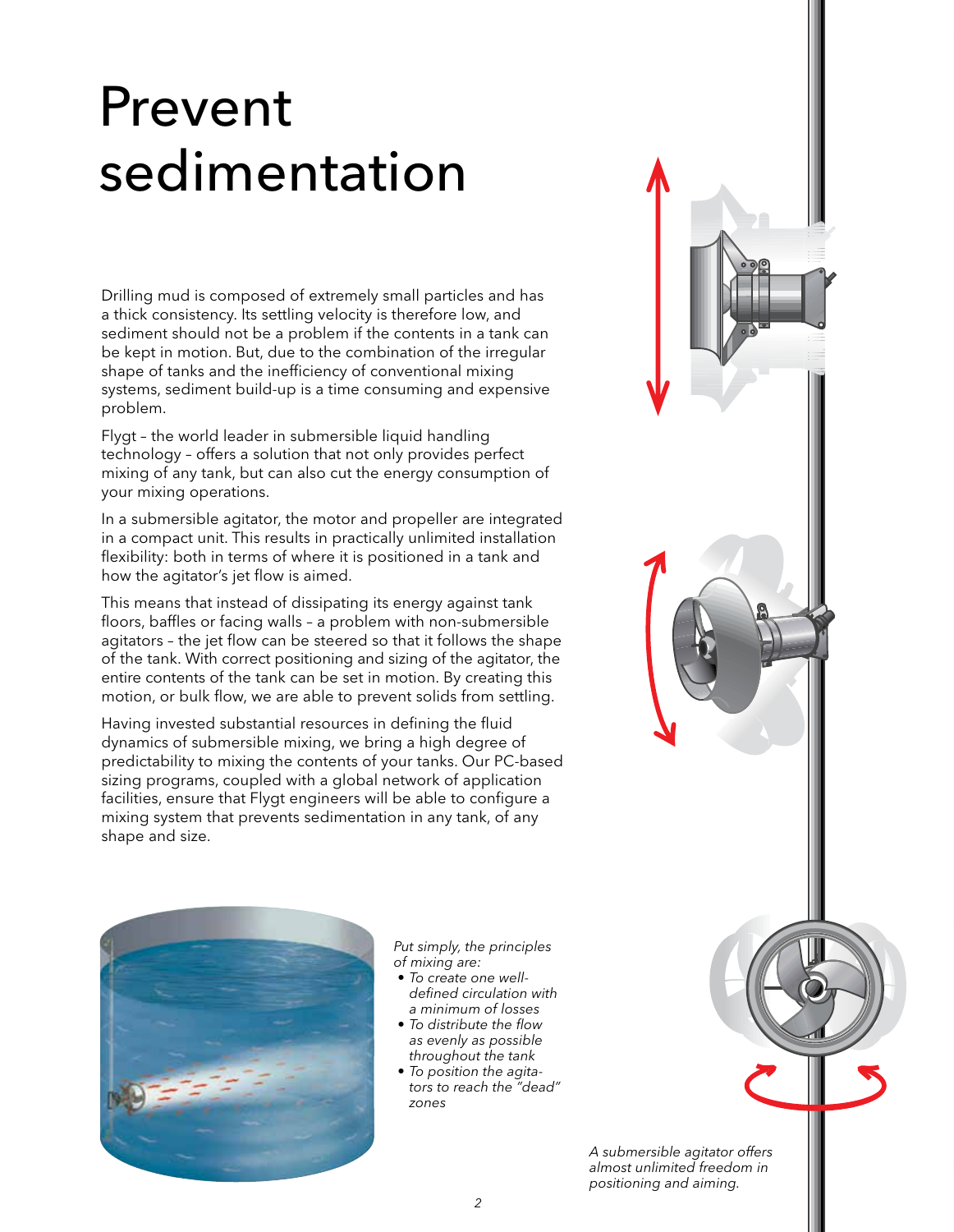# Prevent sedimentation

Drilling mud is composed of extremely small particles and has a thick consistency. Its settling velocity is therefore low, and sediment should not be a problem if the contents in a tank can be kept in motion. But, due to the combination of the irregular shape of tanks and the inefficiency of conventional mixing systems, sediment build-up is a time consuming and expensive problem.

Flygt – the world leader in submersible liquid handling technology – offers a solution that not only provides perfect mixing of any tank, but can also cut the energy consumption of your mixing operations.

In a submersible agitator, the motor and propeller are integrated in a compact unit. This results in practically unlimited installation flexibility: both in terms of where it is positioned in a tank and how the agitator's jet flow is aimed.

This means that instead of dissipating its energy against tank floors, baffles or facing walls – a problem with non-submersible agitators – the jet flow can be steered so that it follows the shape of the tank. With correct positioning and sizing of the agitator, the entire contents of the tank can be set in motion. By creating this motion, or bulk flow, we are able to prevent solids from settling.

Having invested substantial resources in defining the fluid dynamics of submersible mixing, we bring a high degree of predictability to mixing the contents of your tanks. Our PC-based sizing programs, coupled with a global network of application facilities, ensure that Flygt engineers will be able to configure a mixing system that prevents sedimentation in any tank, of any shape and size.

*Put simply, the principles of mixing are:*

- *To create one well-defined circulation with a minimum of losses*
- *To distribute the flow as evenly as possible throughout the tank*
- *To position the agitators to reach the "dead" zones*

*A submersible agitator offers almost unlimited freedom in positioning and aiming.*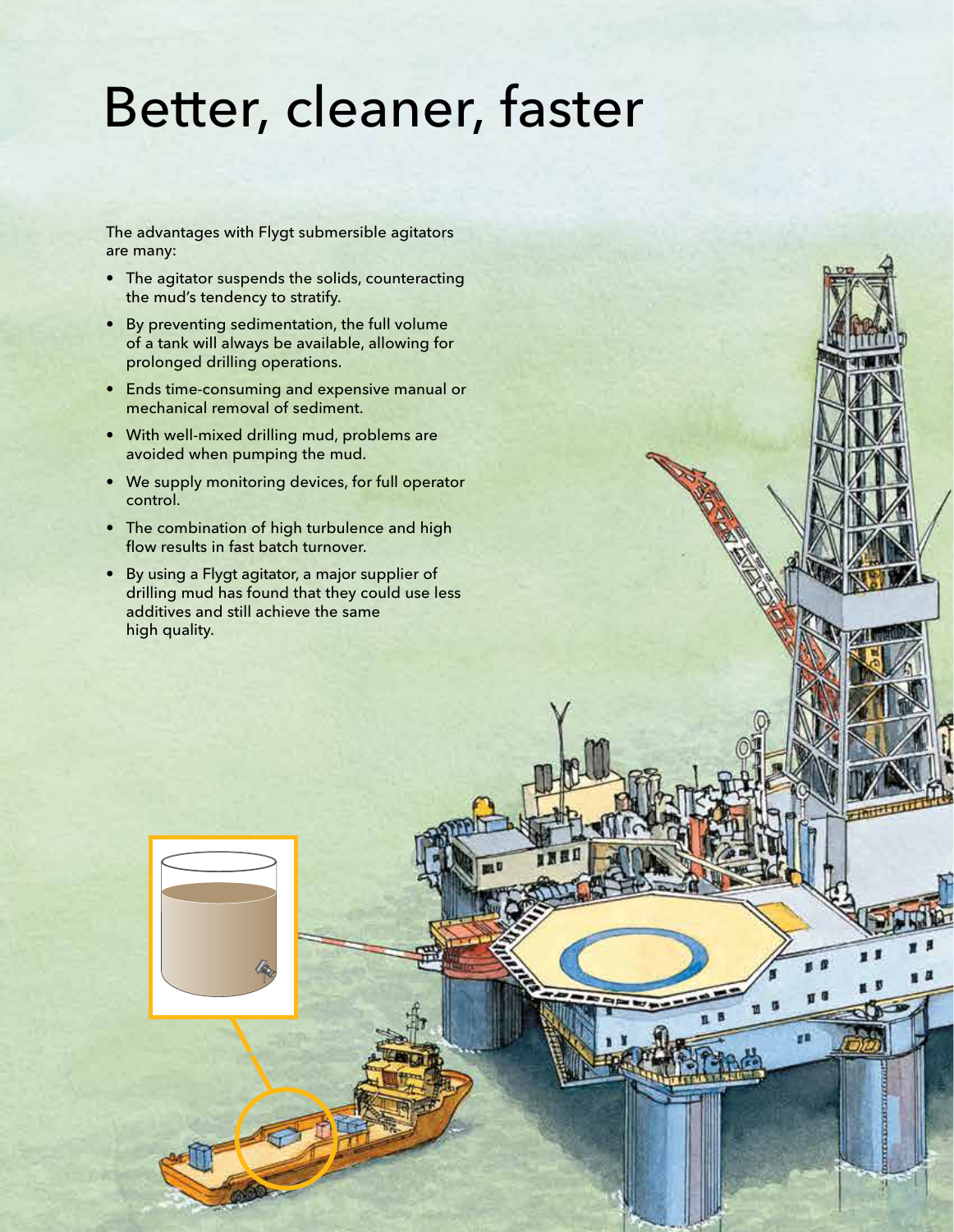# Better, cleaner, faster

The advantages with Flygt submersible agitators are many:

- The agitator suspends the solids, counteracting the mud's tendency to stratify.
- By preventing sedimentation, the full volume of a tank will always be available, allowing for prolonged drilling operations.
- Ends time-consuming and expensive manual or mechanical removal of sediment.
- With well-mixed drilling mud, problems are avoided when pumping the mud.
- We supply monitoring devices, for full operator control.
- The combination of high turbulence and high flow results in fast batch turnover.
- By using a Flygt agitator, a major supplier of drilling mud has found that they could use less additives and still achieve the same high quality.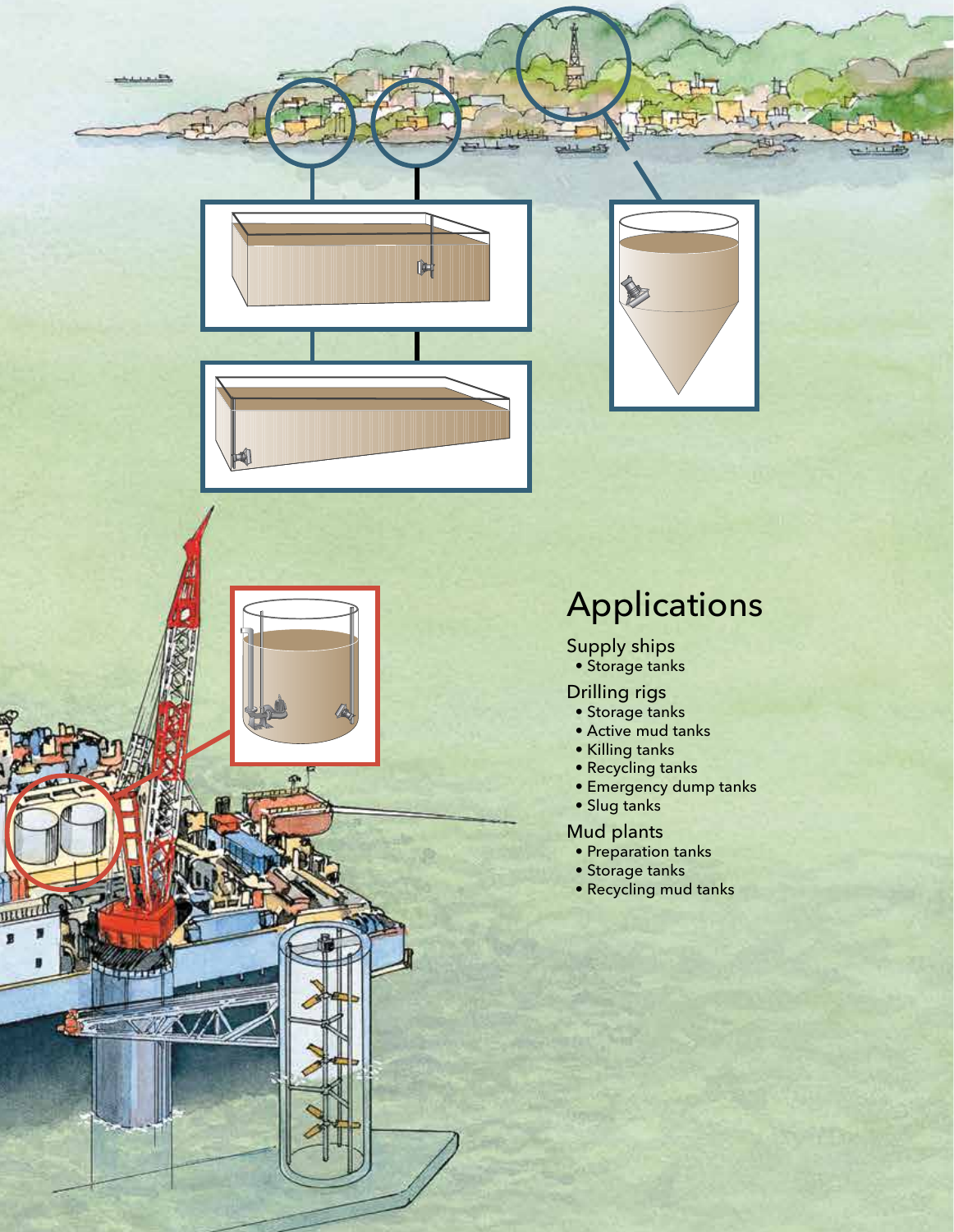# Applications

## Supply ships

- Storage tanks

## Drilling rigs

- Storage tanks
- Active mud tanks
- Killing tanks
- Recycling tanks
- Emergency dump tanks
- Slug tanks

## Mud plants

- Preparation tanks
- Storage tanks
- Recycling mud tanks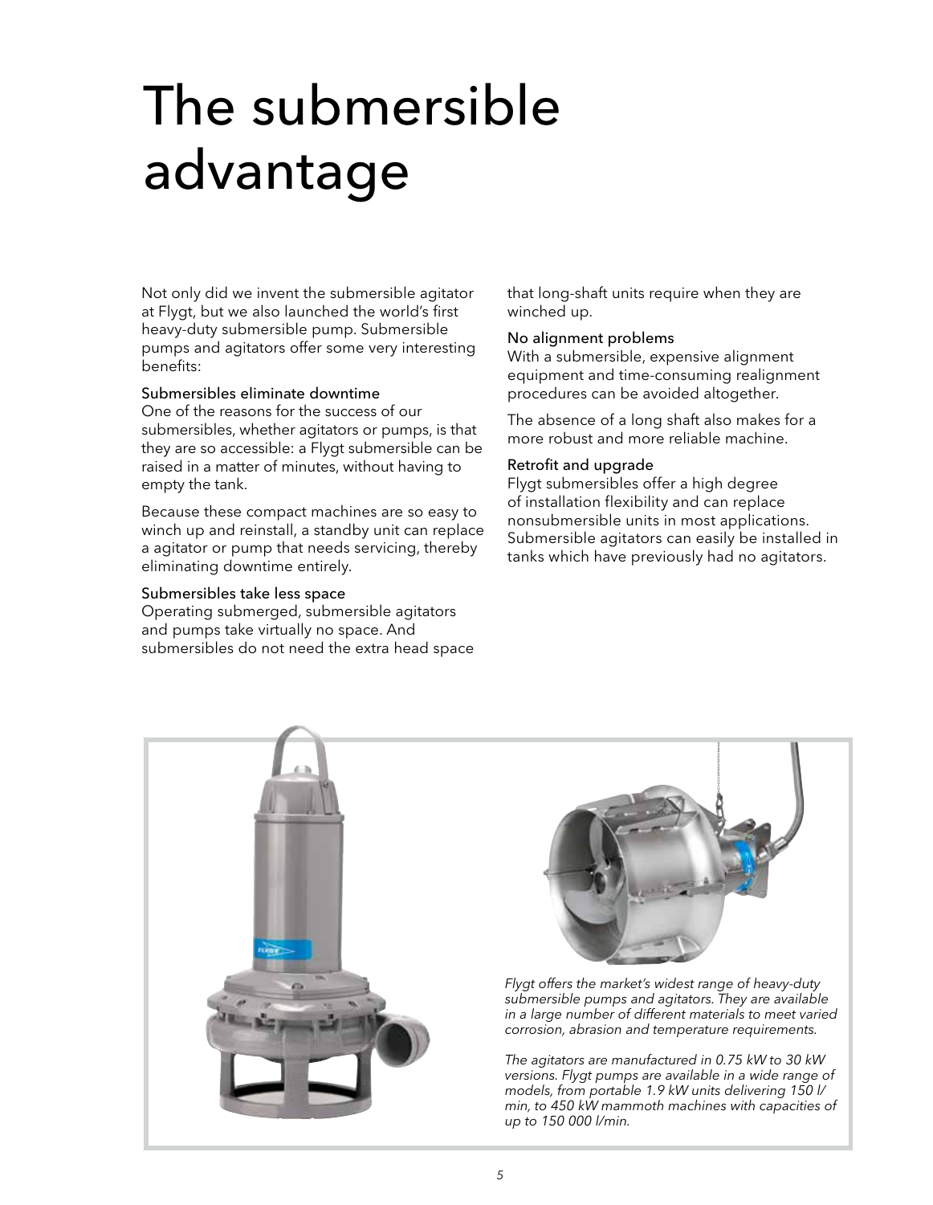# The submersible advantage

Not only did we invent the submersible agitator at Flygt, but we also launched the world's first heavy-duty submersible pump. Submersible pumps and agitators offer some very interesting benefits:

### Submersibles eliminate downtime

One of the reasons for the success of our submersibles, whether agitators or pumps, is that they are so accessible: a Flygt submersible can be raised in a matter of minutes, without having to empty the tank.

Because these compact machines are so easy to winch up and reinstall, a standby unit can replace a agitator or pump that needs servicing, thereby eliminating downtime entirely.

### Submersibles take less space

Operating submerged, submersible agitators and pumps take virtually no space. And submersibles do not need the extra head space that long-shaft units require when they are winched up.

### No alignment problems

With a submersible, expensive alignment equipment and time-consuming realignment procedures can be avoided altogether.

The absence of a long shaft also makes for a more robust and more reliable machine.

### Retrofit and upgrade

Flygt submersibles offer a high degree of installation flexibility and can replace nonsubmersible units in most applications. Submersible agitators can easily be installed in tanks which have previously had no agitators.

*Flygt offers the market's widest range of heavy-duty submersible pumps and agitators. They are available in a large number of different materials to meet varied corrosion, abrasion and temperature requirements.*

*The agitators are manufactured in 0.75 kW to 30 kW versions. Flygt pumps are available in a wide range of models, from portable 1.9 kW units delivering 150 l/min, to 450 kW mammoth machines with capacities of up to 150 000 l/min.*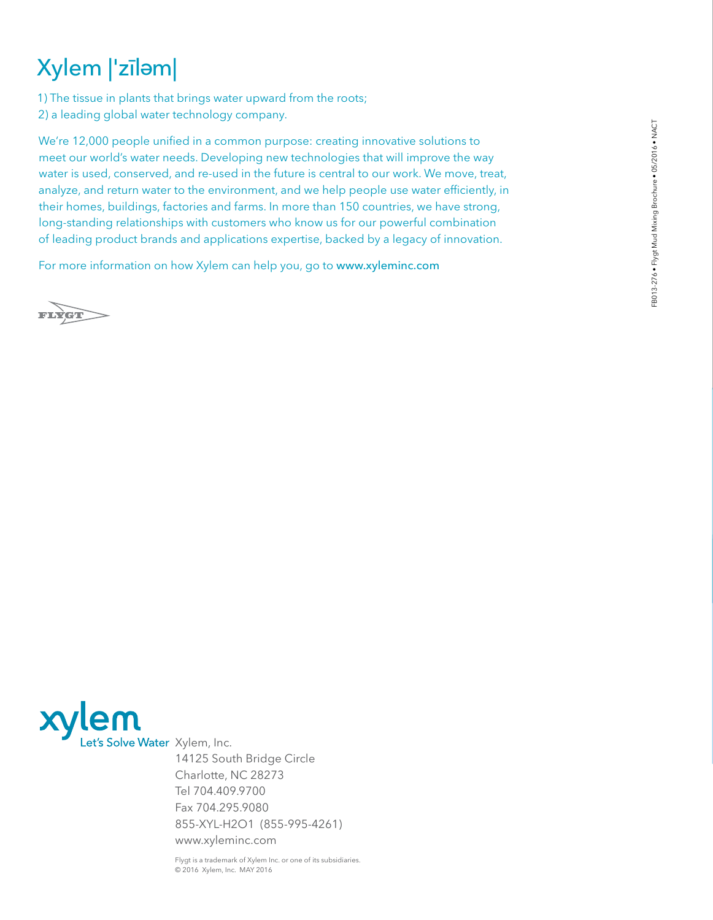# Xylem |'zīləm|

1) The tissue in plants that brings water upward from the roots;
2) a leading global water technology company.

We're 12,000 people unified in a common purpose: creating innovative solutions to meet our world's water needs. Developing new technologies that will improve the way water is used, conserved, and re-used in the future is central to our work. We move, treat, analyze, and return water to the environment, and we help people use water efficiently, in their homes, buildings, factories and farms. In more than 150 countries, we have strong, long-standing relationships with customers who know us for our powerful combination of leading product brands and applications expertise, backed by a legacy of innovation.

For more information on how Xylem can help you, go to www.xyleminc.com

FLYGT

xylem
Let's Solve Water

Xylem, Inc.
14125 South Bridge Circle
Charlotte, NC 28273
Tel 704.409.9700
Fax 704.295.9080
855-XYL-H2O1 (855-995-4261)
www.xyleminc.com

Flygt is a trademark of Xylem Inc. or one of its subsidiaries.
© 2016 Xylem, Inc. MAY 2016

FB013-276 • Flygt Mud Mixing Brochure • 05/2016 • NACT